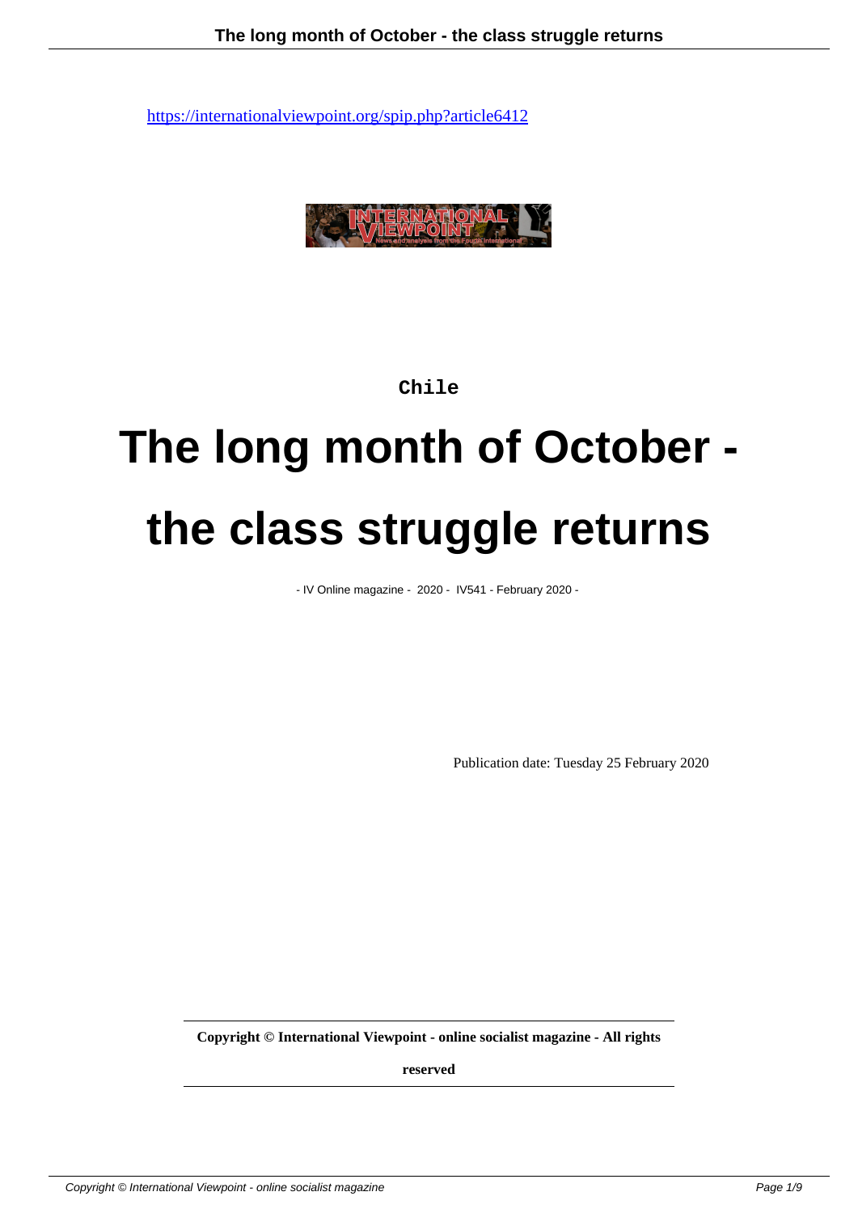https://internationalviewpoint.org/spip.php?article6412

Chile

# The long month of October - the class struggle returns

- IV Online magazine - 2020 - IV541 - February 2020 -

Publication date: Tuesday 25 February 2020

**Copyright © International Viewpoint - online socialist magazine - All rights reserved**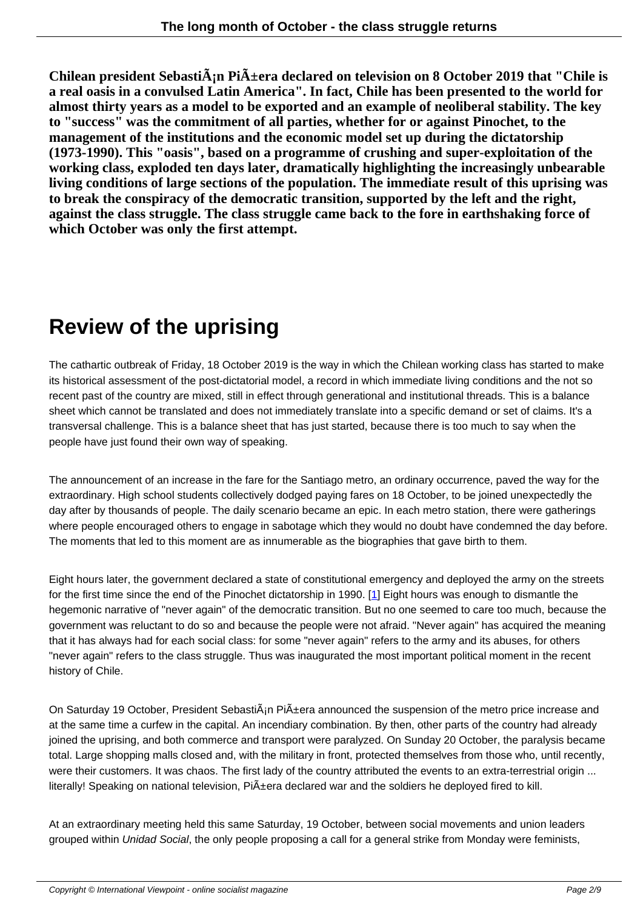**Chilean president SebastiÃ¡n PiÃ±era declared on television on 8 October 2019 that "Chile is a real oasis in a convulsed Latin America". In fact, Chile has been presented to the world for almost thirty years as a model to be exported and an example of neoliberal stability. The key to "success" was the commitment of all parties, whether for or against Pinochet, to the management of the institutions and the economic model set up during the dictatorship (1973-1990). This "oasis", based on a programme of crushing and super-exploitation of the working class, exploded ten days later, dramatically highlighting the increasingly unbearable living conditions of large sections of the population. The immediate result of this uprising was to break the conspiracy of the democratic transition, supported by the left and the right, against the class struggle. The class struggle came back to the fore in earthshaking force of which October was only the first attempt.**

# Review of the uprising

The cathartic outbreak of Friday, 18 October 2019 is the way in which the Chilean working class has started to make its historical assessment of the post-dictatorial model, a record in which immediate living conditions and the not so recent past of the country are mixed, still in effect through generational and institutional threads. This is a balance sheet which cannot be translated and does not immediately translate into a specific demand or set of claims. It's a transversal challenge. This is a balance sheet that has just started, because there is too much to say when the people have just found their own way of speaking.

The announcement of an increase in the fare for the Santiago metro, an ordinary occurrence, paved the way for the extraordinary. High school students collectively dodged paying fares on 18 October, to be joined unexpectedly the day after by thousands of people. The daily scenario became an epic. In each metro station, there were gatherings where people encouraged others to engage in sabotage which they would no doubt have condemned the day before. The moments that led to this moment are as innumerable as the biographies that gave birth to them.

Eight hours later, the government declared a state of constitutional emergency and deployed the army on the streets for the first time since the end of the Pinochet dictatorship in 1990. [1] Eight hours was enough to dismantle the hegemonic narrative of "never again" of the democratic transition. But no one seemed to care too much, because the government was reluctant to do so and because the people were not afraid. "Never again" has acquired the meaning that it has always had for each social class: for some "never again" refers to the army and its abuses, for others "never again" refers to the class struggle. Thus was inaugurated the most important political moment in the recent history of Chile.

On Saturday 19 October, President SebastiÃ¡n PiÃ±era announced the suspension of the metro price increase and at the same time a curfew in the capital. An incendiary combination. By then, other parts of the country had already joined the uprising, and both commerce and transport were paralyzed. On Sunday 20 October, the paralysis became total. Large shopping malls closed and, with the military in front, protected themselves from those who, until recently, were their customers. It was chaos. The first lady of the country attributed the events to an extra-terrestrial origin ... literally! Speaking on national television, PiÃ±era declared war and the soldiers he deployed fired to kill.

At an extraordinary meeting held this same Saturday, 19 October, between social movements and union leaders grouped within *Unidad Social*, the only people proposing a call for a general strike from Monday were feminists,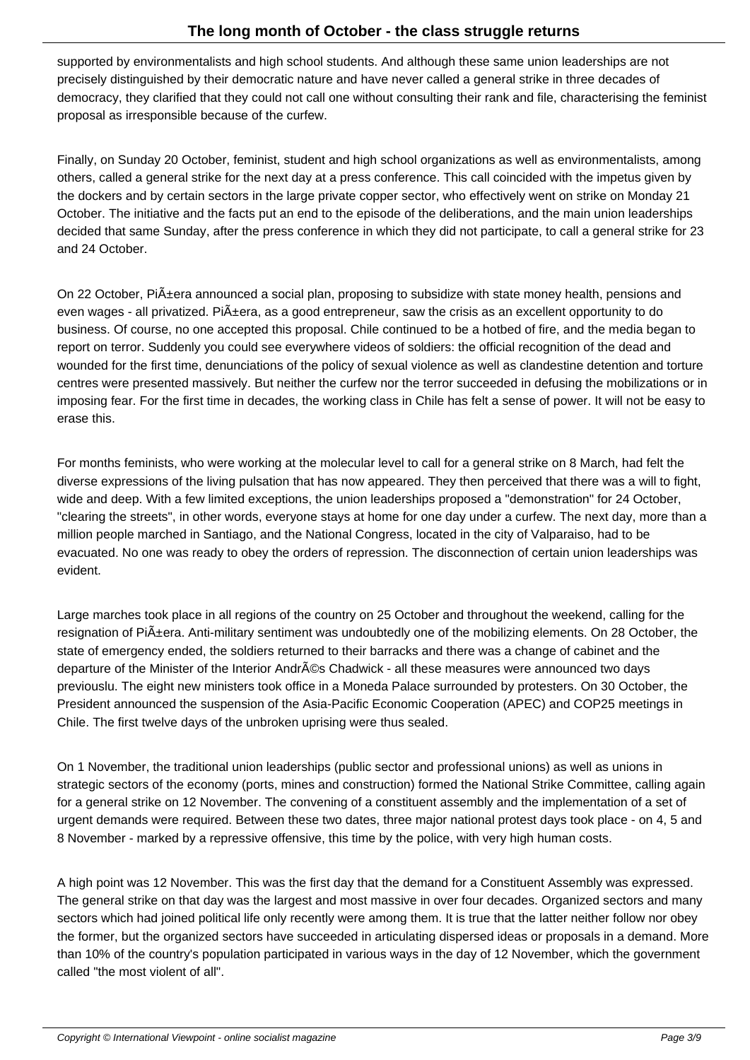supported by environmentalists and high school students. And although these same union leaderships are not precisely distinguished by their democratic nature and have never called a general strike in three decades of democracy, they clarified that they could not call one without consulting their rank and file, characterising the feminist proposal as irresponsible because of the curfew.

Finally, on Sunday 20 October, feminist, student and high school organizations as well as environmentalists, among others, called a general strike for the next day at a press conference. This call coincided with the impetus given by the dockers and by certain sectors in the large private copper sector, who effectively went on strike on Monday 21 October. The initiative and the facts put an end to the episode of the deliberations, and the main union leaderships decided that same Sunday, after the press conference in which they did not participate, to call a general strike for 23 and 24 October.

On 22 October, PiÃ±era announced a social plan, proposing to subsidize with state money health, pensions and even wages - all privatized. PiÃ±era, as a good entrepreneur, saw the crisis as an excellent opportunity to do business. Of course, no one accepted this proposal. Chile continued to be a hotbed of fire, and the media began to report on terror. Suddenly you could see everywhere videos of soldiers: the official recognition of the dead and wounded for the first time, denunciations of the policy of sexual violence as well as clandestine detention and torture centres were presented massively. But neither the curfew nor the terror succeeded in defusing the mobilizations or in imposing fear. For the first time in decades, the working class in Chile has felt a sense of power. It will not be easy to erase this.

For months feminists, who were working at the molecular level to call for a general strike on 8 March, had felt the diverse expressions of the living pulsation that has now appeared. They then perceived that there was a will to fight, wide and deep. With a few limited exceptions, the union leaderships proposed a "demonstration" for 24 October, "clearing the streets", in other words, everyone stays at home for one day under a curfew. The next day, more than a million people marched in Santiago, and the National Congress, located in the city of Valparaiso, had to be evacuated. No one was ready to obey the orders of repression. The disconnection of certain union leaderships was evident.

Large marches took place in all regions of the country on 25 October and throughout the weekend, calling for the resignation of PiÃ±era. Anti-military sentiment was undoubtedly one of the mobilizing elements. On 28 October, the state of emergency ended, the soldiers returned to their barracks and there was a change of cabinet and the departure of the Minister of the Interior AndrÃ©s Chadwick - all these measures were announced two days previouslu. The eight new ministers took office in a Moneda Palace surrounded by protesters. On 30 October, the President announced the suspension of the Asia-Pacific Economic Cooperation (APEC) and COP25 meetings in Chile. The first twelve days of the unbroken uprising were thus sealed.

On 1 November, the traditional union leaderships (public sector and professional unions) as well as unions in strategic sectors of the economy (ports, mines and construction) formed the National Strike Committee, calling again for a general strike on 12 November. The convening of a constituent assembly and the implementation of a set of urgent demands were required. Between these two dates, three major national protest days took place - on 4, 5 and 8 November - marked by a repressive offensive, this time by the police, with very high human costs.

A high point was 12 November. This was the first day that the demand for a Constituent Assembly was expressed. The general strike on that day was the largest and most massive in over four decades. Organized sectors and many sectors which had joined political life only recently were among them. It is true that the latter neither follow nor obey the former, but the organized sectors have succeeded in articulating dispersed ideas or proposals in a demand. More than 10% of the country's population participated in various ways in the day of 12 November, which the government called "the most violent of all".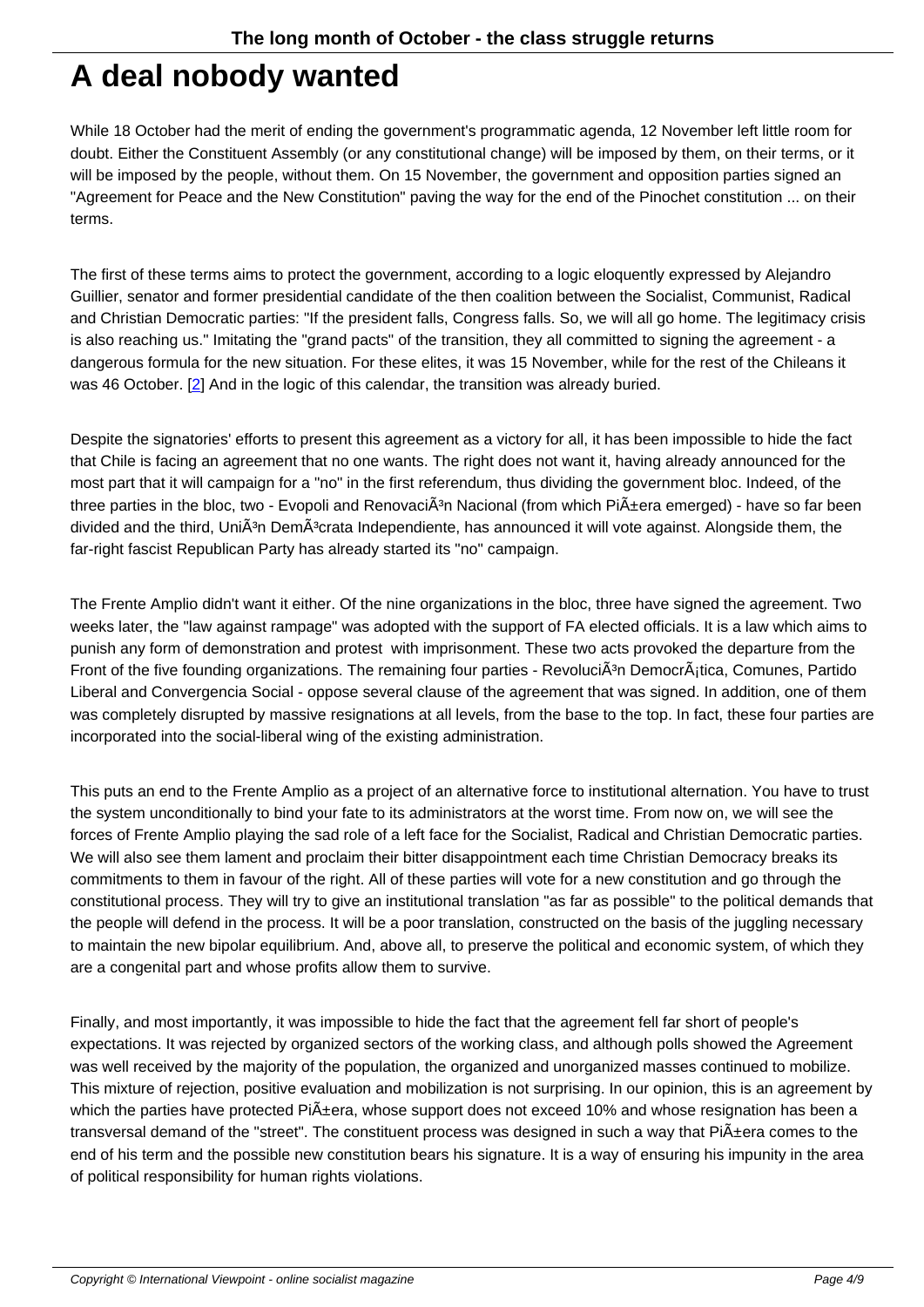# A deal nobody wanted

While 18 October had the merit of ending the government's programmatic agenda, 12 November left little room for doubt. Either the Constituent Assembly (or any constitutional change) will be imposed by them, on their terms, or it will be imposed by the people, without them. On 15 November, the government and opposition parties signed an "Agreement for Peace and the New Constitution" paving the way for the end of the Pinochet constitution ... on their terms.

The first of these terms aims to protect the government, according to a logic eloquently expressed by Alejandro Guillier, senator and former presidential candidate of the then coalition between the Socialist, Communist, Radical and Christian Democratic parties: "If the president falls, Congress falls. So, we will all go home. The legitimacy crisis is also reaching us." Imitating the "grand pacts" of the transition, they all committed to signing the agreement - a dangerous formula for the new situation. For these elites, it was 15 November, while for the rest of the Chileans it was 46 October. [2] And in the logic of this calendar, the transition was already buried.

Despite the signatories' efforts to present this agreement as a victory for all, it has been impossible to hide the fact that Chile is facing an agreement that no one wants. The right does not want it, having already announced for the most part that it will campaign for a "no" in the first referendum, thus dividing the government bloc. Indeed, of the three parties in the bloc, two - Evopoli and Renovación Nacional (from which Piñera emerged) - have so far been divided and the third, Unión Demócrata Independiente, has announced it will vote against. Alongside them, the far-right fascist Republican Party has already started its "no" campaign.

The Frente Amplio didn't want it either. Of the nine organizations in the bloc, three have signed the agreement. Two weeks later, the "law against rampage" was adopted with the support of FA elected officials. It is a law which aims to punish any form of demonstration and protest with imprisonment. These two acts provoked the departure from the Front of the five founding organizations. The remaining four parties - Revolución Democrática, Comunes, Partido Liberal and Convergencia Social - oppose several clause of the agreement that was signed. In addition, one of them was completely disrupted by massive resignations at all levels, from the base to the top. In fact, these four parties are incorporated into the social-liberal wing of the existing administration.

This puts an end to the Frente Amplio as a project of an alternative force to institutional alternation. You have to trust the system unconditionally to bind your fate to its administrators at the worst time. From now on, we will see the forces of Frente Amplio playing the sad role of a left face for the Socialist, Radical and Christian Democratic parties. We will also see them lament and proclaim their bitter disappointment each time Christian Democracy breaks its commitments to them in favour of the right. All of these parties will vote for a new constitution and go through the constitutional process. They will try to give an institutional translation "as far as possible" to the political demands that the people will defend in the process. It will be a poor translation, constructed on the basis of the juggling necessary to maintain the new bipolar equilibrium. And, above all, to preserve the political and economic system, of which they are a congenital part and whose profits allow them to survive.

Finally, and most importantly, it was impossible to hide the fact that the agreement fell far short of people's expectations. It was rejected by organized sectors of the working class, and although polls showed the Agreement was well received by the majority of the population, the organized and unorganized masses continued to mobilize. This mixture of rejection, positive evaluation and mobilization is not surprising. In our opinion, this is an agreement by which the parties have protected Piñera, whose support does not exceed 10% and whose resignation has been a transversal demand of the "street". The constituent process was designed in such a way that Piñera comes to the end of his term and the possible new constitution bears his signature. It is a way of ensuring his impunity in the area of political responsibility for human rights violations.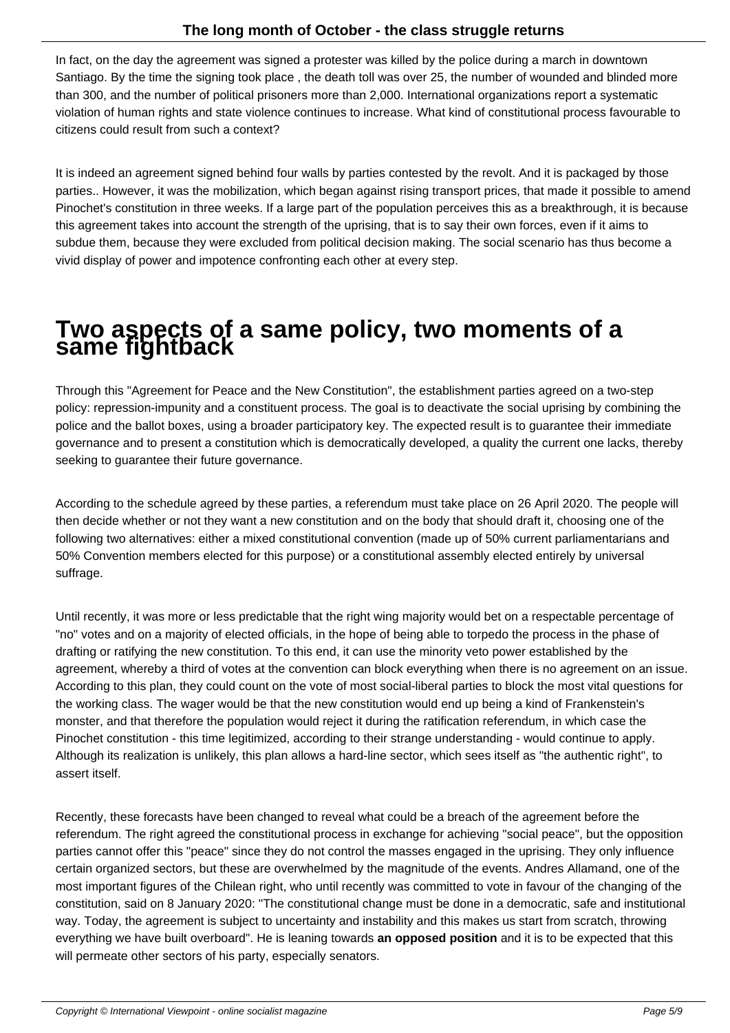In fact, on the day the agreement was signed a protester was killed by the police during a march in downtown Santiago. By the time the signing took place , the death toll was over 25, the number of wounded and blinded more than 300, and the number of political prisoners more than 2,000. International organizations report a systematic violation of human rights and state violence continues to increase. What kind of constitutional process favourable to citizens could result from such a context?

It is indeed an agreement signed behind four walls by parties contested by the revolt. And it is packaged by those parties.. However, it was the mobilization, which began against rising transport prices, that made it possible to amend Pinochet's constitution in three weeks. If a large part of the population perceives this as a breakthrough, it is because this agreement takes into account the strength of the uprising, that is to say their own forces, even if it aims to subdue them, because they were excluded from political decision making. The social scenario has thus become a vivid display of power and impotence confronting each other at every step.

# Two aspects of a same policy, two moments of a same fightback

Through this "Agreement for Peace and the New Constitution", the establishment parties agreed on a two-step policy: repression-impunity and a constituent process. The goal is to deactivate the social uprising by combining the police and the ballot boxes, using a broader participatory key. The expected result is to guarantee their immediate governance and to present a constitution which is democratically developed, a quality the current one lacks, thereby seeking to guarantee their future governance.

According to the schedule agreed by these parties, a referendum must take place on 26 April 2020. The people will then decide whether or not they want a new constitution and on the body that should draft it, choosing one of the following two alternatives: either a mixed constitutional convention (made up of 50% current parliamentarians and 50% Convention members elected for this purpose) or a constitutional assembly elected entirely by universal suffrage.

Until recently, it was more or less predictable that the right wing majority would bet on a respectable percentage of "no" votes and on a majority of elected officials, in the hope of being able to torpedo the process in the phase of drafting or ratifying the new constitution. To this end, it can use the minority veto power established by the agreement, whereby a third of votes at the convention can block everything when there is no agreement on an issue. According to this plan, they could count on the vote of most social-liberal parties to block the most vital questions for the working class. The wager would be that the new constitution would end up being a kind of Frankenstein's monster, and that therefore the population would reject it during the ratification referendum, in which case the Pinochet constitution - this time legitimized, according to their strange understanding - would continue to apply. Although its realization is unlikely, this plan allows a hard-line sector, which sees itself as "the authentic right", to assert itself.

Recently, these forecasts have been changed to reveal what could be a breach of the agreement before the referendum. The right agreed the constitutional process in exchange for achieving "social peace", but the opposition parties cannot offer this "peace" since they do not control the masses engaged in the uprising. They only influence certain organized sectors, but these are overwhelmed by the magnitude of the events. Andres Allamand, one of the most important figures of the Chilean right, who until recently was committed to vote in favour of the changing of the constitution, said on 8 January 2020: "The constitutional change must be done in a democratic, safe and institutional way. Today, the agreement is subject to uncertainty and instability and this makes us start from scratch, throwing everything we have built overboard". He is leaning towards **an opposed position** and it is to be expected that this will permeate other sectors of his party, especially senators.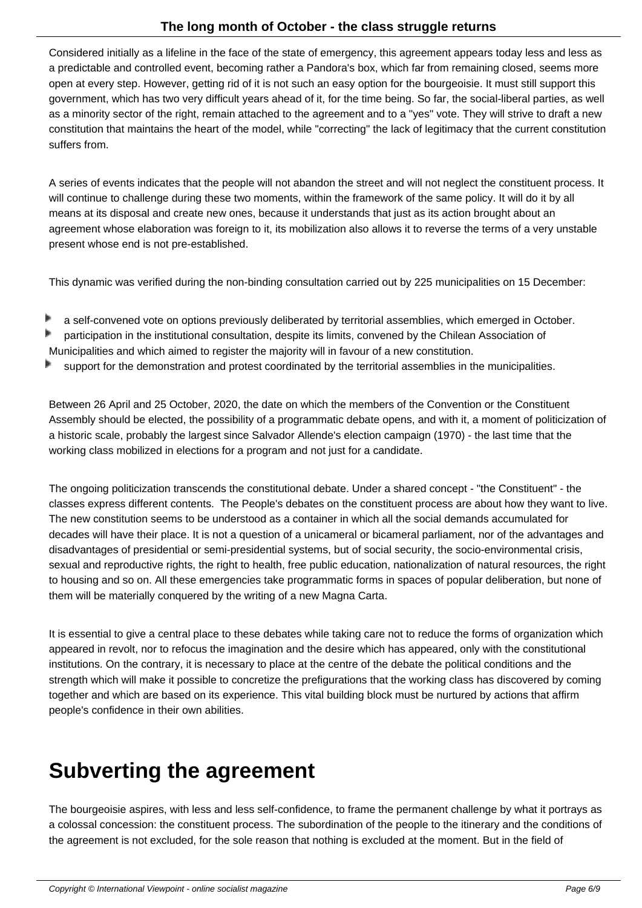Considered initially as a lifeline in the face of the state of emergency, this agreement appears today less and less as a predictable and controlled event, becoming rather a Pandora's box, which far from remaining closed, seems more open at every step. However, getting rid of it is not such an easy option for the bourgeoisie. It must still support this government, which has two very difficult years ahead of it, for the time being. So far, the social-liberal parties, as well as a minority sector of the right, remain attached to the agreement and to a "yes" vote. They will strive to draft a new constitution that maintains the heart of the model, while "correcting" the lack of legitimacy that the current constitution suffers from.

A series of events indicates that the people will not abandon the street and will not neglect the constituent process. It will continue to challenge during these two moments, within the framework of the same policy. It will do it by all means at its disposal and create new ones, because it understands that just as its action brought about an agreement whose elaboration was foreign to it, its mobilization also allows it to reverse the terms of a very unstable present whose end is not pre-established.

This dynamic was verified during the non-binding consultation carried out by 225 municipalities on 15 December:

- a self-convened vote on options previously deliberated by territorial assemblies, which emerged in October.
- participation in the institutional consultation, despite its limits, convened by the Chilean Association of Municipalities and which aimed to register the majority will in favour of a new constitution.
- support for the demonstration and protest coordinated by the territorial assemblies in the municipalities.

Between 26 April and 25 October, 2020, the date on which the members of the Convention or the Constituent Assembly should be elected, the possibility of a programmatic debate opens, and with it, a moment of politicization of a historic scale, probably the largest since Salvador Allende's election campaign (1970) - the last time that the working class mobilized in elections for a program and not just for a candidate.

The ongoing politicization transcends the constitutional debate. Under a shared concept - "the Constituent" - the classes express different contents. The People's debates on the constituent process are about how they want to live. The new constitution seems to be understood as a container in which all the social demands accumulated for decades will have their place. It is not a question of a unicameral or bicameral parliament, nor of the advantages and disadvantages of presidential or semi-presidential systems, but of social security, the socio-environmental crisis, sexual and reproductive rights, the right to health, free public education, nationalization of natural resources, the right to housing and so on. All these emergencies take programmatic forms in spaces of popular deliberation, but none of them will be materially conquered by the writing of a new Magna Carta.

It is essential to give a central place to these debates while taking care not to reduce the forms of organization which appeared in revolt, nor to refocus the imagination and the desire which has appeared, only with the constitutional institutions. On the contrary, it is necessary to place at the centre of the debate the political conditions and the strength which will make it possible to concretize the prefigurations that the working class has discovered by coming together and which are based on its experience. This vital building block must be nurtured by actions that affirm people's confidence in their own abilities.

# Subverting the agreement

The bourgeoisie aspires, with less and less self-confidence, to frame the permanent challenge by what it portrays as a colossal concession: the constituent process. The subordination of the people to the itinerary and the conditions of the agreement is not excluded, for the sole reason that nothing is excluded at the moment. But in the field of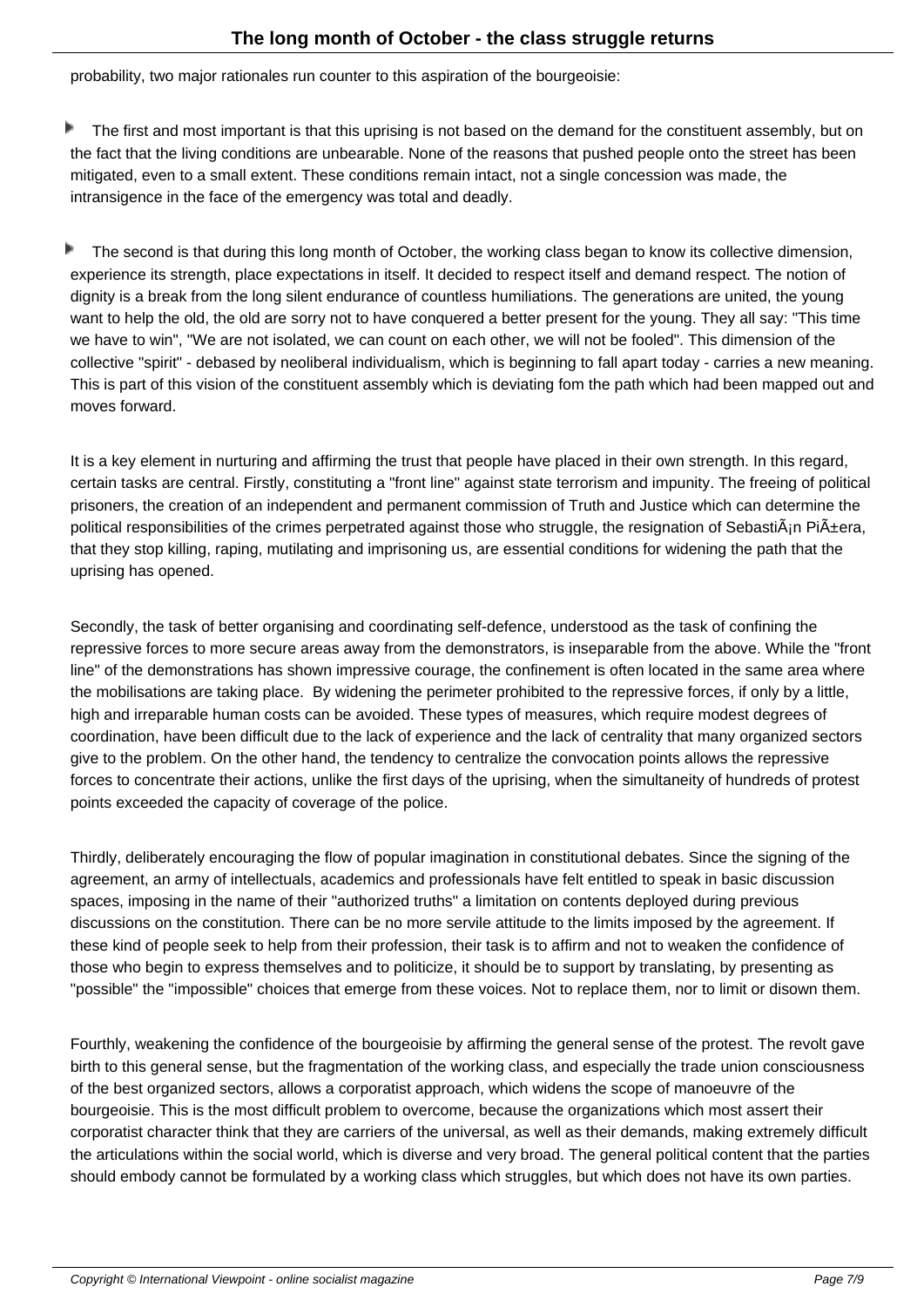probability, two major rationales run counter to this aspiration of the bourgeoisie:

- The first and most important is that this uprising is not based on the demand for the constituent assembly, but on the fact that the living conditions are unbearable. None of the reasons that pushed people onto the street has been mitigated, even to a small extent. These conditions remain intact, not a single concession was made, the intransigence in the face of the emergency was total and deadly.

- The second is that during this long month of October, the working class began to know its collective dimension, experience its strength, place expectations in itself. It decided to respect itself and demand respect. The notion of dignity is a break from the long silent endurance of countless humiliations. The generations are united, the young want to help the old, the old are sorry not to have conquered a better present for the young. They all say: "This time we have to win", "We are not isolated, we can count on each other, we will not be fooled". This dimension of the collective "spirit" - debased by neoliberal individualism, which is beginning to fall apart today - carries a new meaning. This is part of this vision of the constituent assembly which is deviating fom the path which had been mapped out and moves forward.

It is a key element in nurturing and affirming the trust that people have placed in their own strength. In this regard, certain tasks are central. Firstly, constituting a "front line" against state terrorism and impunity. The freeing of political prisoners, the creation of an independent and permanent commission of Truth and Justice which can determine the political responsibilities of the crimes perpetrated against those who struggle, the resignation of SebastiÃ¡n PiÃ±era, that they stop killing, raping, mutilating and imprisoning us, are essential conditions for widening the path that the uprising has opened.

Secondly, the task of better organising and coordinating self-defence, understood as the task of confining the repressive forces to more secure areas away from the demonstrators, is inseparable from the above. While the "front line" of the demonstrations has shown impressive courage, the confinement is often located in the same area where the mobilisations are taking place. By widening the perimeter prohibited to the repressive forces, if only by a little, high and irreparable human costs can be avoided. These types of measures, which require modest degrees of coordination, have been difficult due to the lack of experience and the lack of centrality that many organized sectors give to the problem. On the other hand, the tendency to centralize the convocation points allows the repressive forces to concentrate their actions, unlike the first days of the uprising, when the simultaneity of hundreds of protest points exceeded the capacity of coverage of the police.

Thirdly, deliberately encouraging the flow of popular imagination in constitutional debates. Since the signing of the agreement, an army of intellectuals, academics and professionals have felt entitled to speak in basic discussion spaces, imposing in the name of their "authorized truths" a limitation on contents deployed during previous discussions on the constitution. There can be no more servile attitude to the limits imposed by the agreement. If these kind of people seek to help from their profession, their task is to affirm and not to weaken the confidence of those who begin to express themselves and to politicize, it should be to support by translating, by presenting as "possible" the "impossible" choices that emerge from these voices. Not to replace them, nor to limit or disown them.

Fourthly, weakening the confidence of the bourgeoisie by affirming the general sense of the protest. The revolt gave birth to this general sense, but the fragmentation of the working class, and especially the trade union consciousness of the best organized sectors, allows a corporatist approach, which widens the scope of manoeuvre of the bourgeoisie. This is the most difficult problem to overcome, because the organizations which most assert their corporatist character think that they are carriers of the universal, as well as their demands, making extremely difficult the articulations within the social world, which is diverse and very broad. The general political content that the parties should embody cannot be formulated by a working class which struggles, but which does not have its own parties.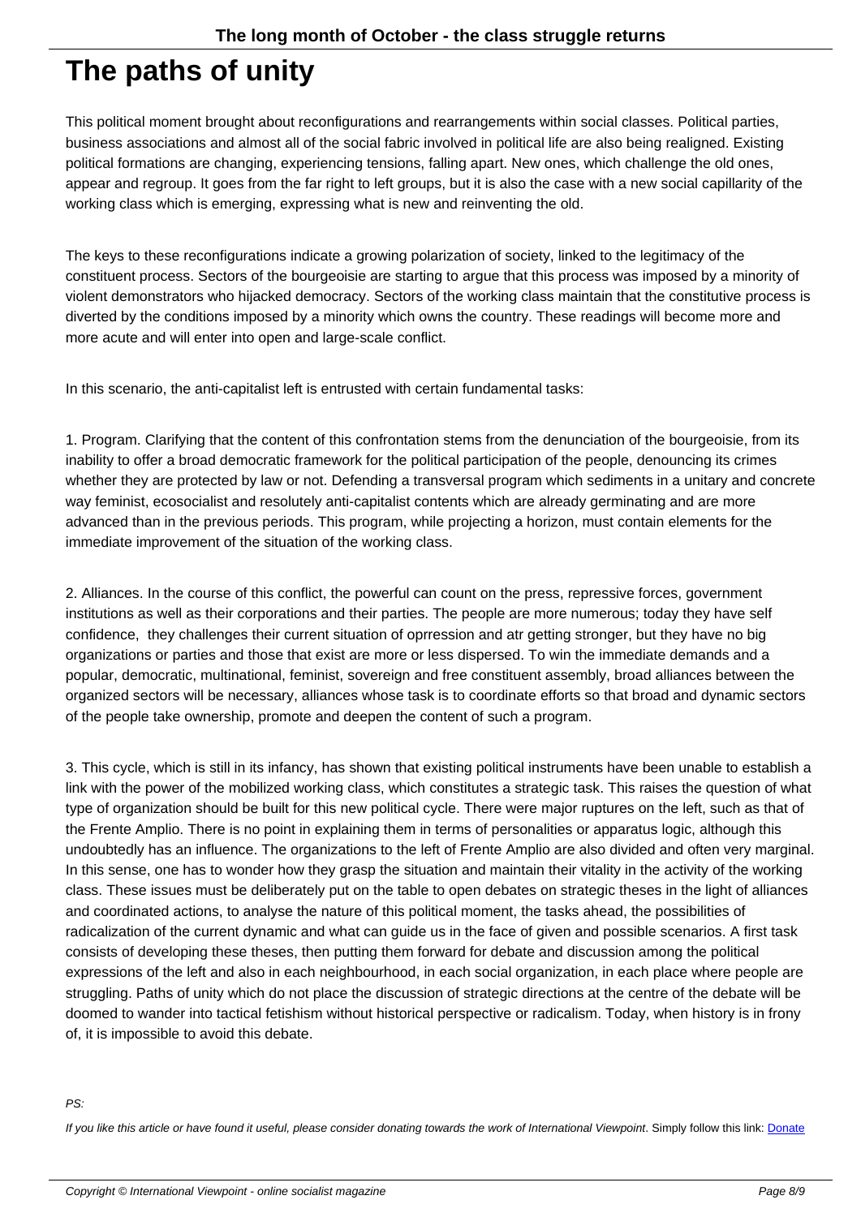# The paths of unity

This political moment brought about reconfigurations and rearrangements within social classes. Political parties, business associations and almost all of the social fabric involved in political life are also being realigned. Existing political formations are changing, experiencing tensions, falling apart. New ones, which challenge the old ones, appear and regroup. It goes from the far right to left groups, but it is also the case with a new social capillarity of the working class which is emerging, expressing what is new and reinventing the old.

The keys to these reconfigurations indicate a growing polarization of society, linked to the legitimacy of the constituent process. Sectors of the bourgeoisie are starting to argue that this process was imposed by a minority of violent demonstrators who hijacked democracy. Sectors of the working class maintain that the constitutive process is diverted by the conditions imposed by a minority which owns the country. These readings will become more and more acute and will enter into open and large-scale conflict.

In this scenario, the anti-capitalist left is entrusted with certain fundamental tasks:

1. Program. Clarifying that the content of this confrontation stems from the denunciation of the bourgeoisie, from its inability to offer a broad democratic framework for the political participation of the people, denouncing its crimes whether they are protected by law or not. Defending a transversal program which sediments in a unitary and concrete way feminist, ecosocialist and resolutely anti-capitalist contents which are already germinating and are more advanced than in the previous periods. This program, while projecting a horizon, must contain elements for the immediate improvement of the situation of the working class.

2. Alliances. In the course of this conflict, the powerful can count on the press, repressive forces, government institutions as well as their corporations and their parties. The people are more numerous; today they have self confidence, they challenges their current situation of oprression and atr getting stronger, but they have no big organizations or parties and those that exist are more or less dispersed. To win the immediate demands and a popular, democratic, multinational, feminist, sovereign and free constituent assembly, broad alliances between the organized sectors will be necessary, alliances whose task is to coordinate efforts so that broad and dynamic sectors of the people take ownership, promote and deepen the content of such a program.

3. This cycle, which is still in its infancy, has shown that existing political instruments have been unable to establish a link with the power of the mobilized working class, which constitutes a strategic task. This raises the question of what type of organization should be built for this new political cycle. There were major ruptures on the left, such as that of the Frente Amplio. There is no point in explaining them in terms of personalities or apparatus logic, although this undoubtedly has an influence. The organizations to the left of Frente Amplio are also divided and often very marginal. In this sense, one has to wonder how they grasp the situation and maintain their vitality in the activity of the working class. These issues must be deliberately put on the table to open debates on strategic theses in the light of alliances and coordinated actions, to analyse the nature of this political moment, the tasks ahead, the possibilities of radicalization of the current dynamic and what can guide us in the face of given and possible scenarios. A first task consists of developing these theses, then putting them forward for debate and discussion among the political expressions of the left and also in each neighbourhood, in each social organization, in each place where people are struggling. Paths of unity which do not place the discussion of strategic directions at the centre of the debate will be doomed to wander into tactical fetishism without historical perspective or radicalism. Today, when history is in frony of, it is impossible to avoid this debate.

*PS:*

*If you like this article or have found it useful, please consider donating towards the work of International Viewpoint. Simply follow this link:* [Donate]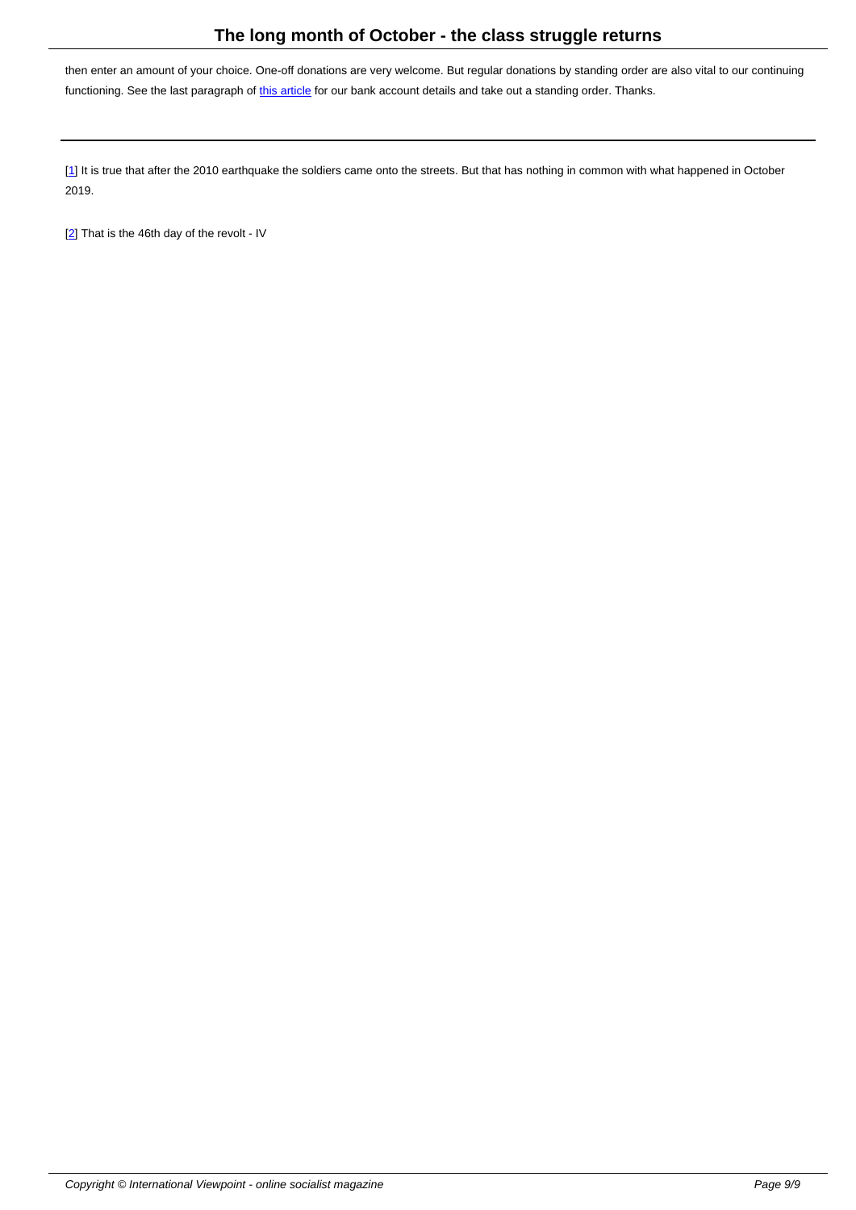then enter an amount of your choice. One-off donations are very welcome. But regular donations by standing order are also vital to our continuing functioning. See the last paragraph of this article for our bank account details and take out a standing order. Thanks.

---

[1] It is true that after the 2010 earthquake the soldiers came onto the streets. But that has nothing in common with what happened in October 2019.

[2] That is the 46th day of the revolt - IV